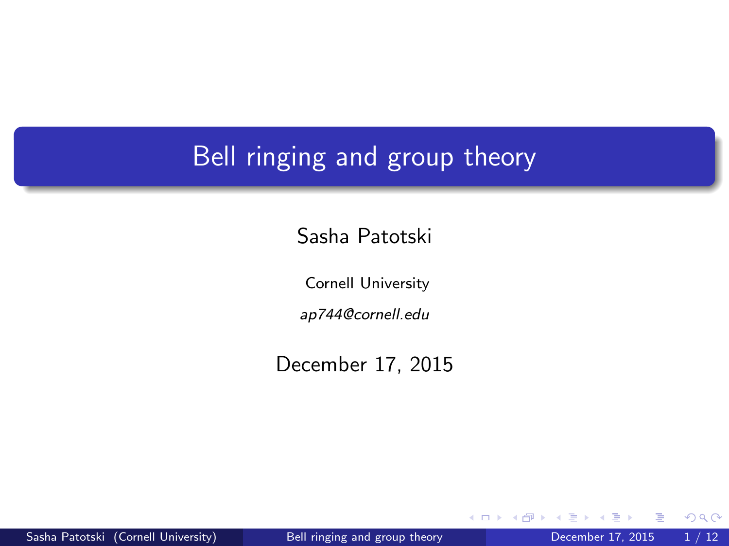# Bell ringing and group theory

Sasha Patotski

Cornell University

*ap744@cornell.edu*

December 17, 2015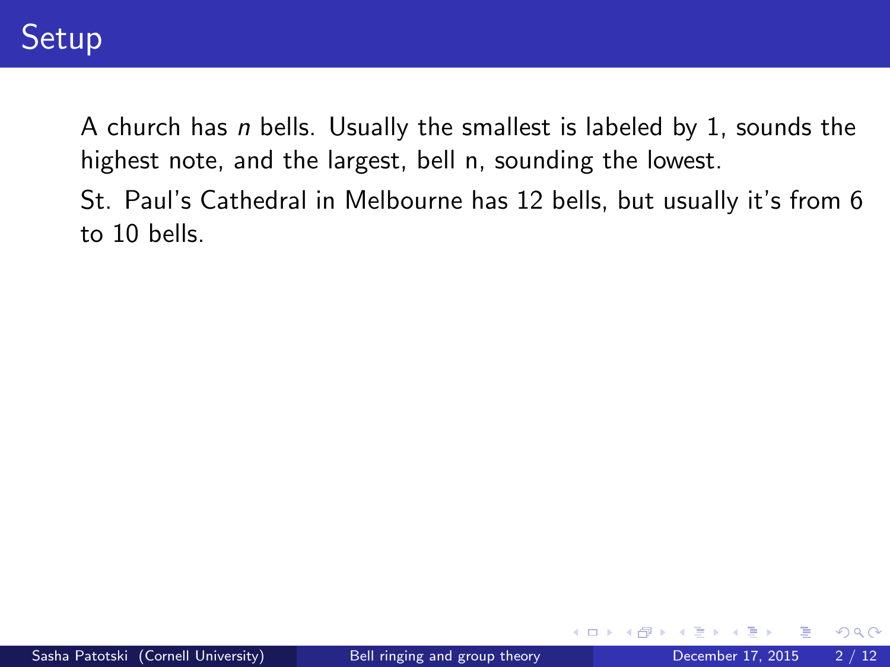# Setup

A church has $n$ bells. Usually the smallest is labeled by 1, sounds the highest note, and the largest, bell n, sounding the lowest.

St. Paul's Cathedral in Melbourne has 12 bells, but usually it's from 6 to 10 bells.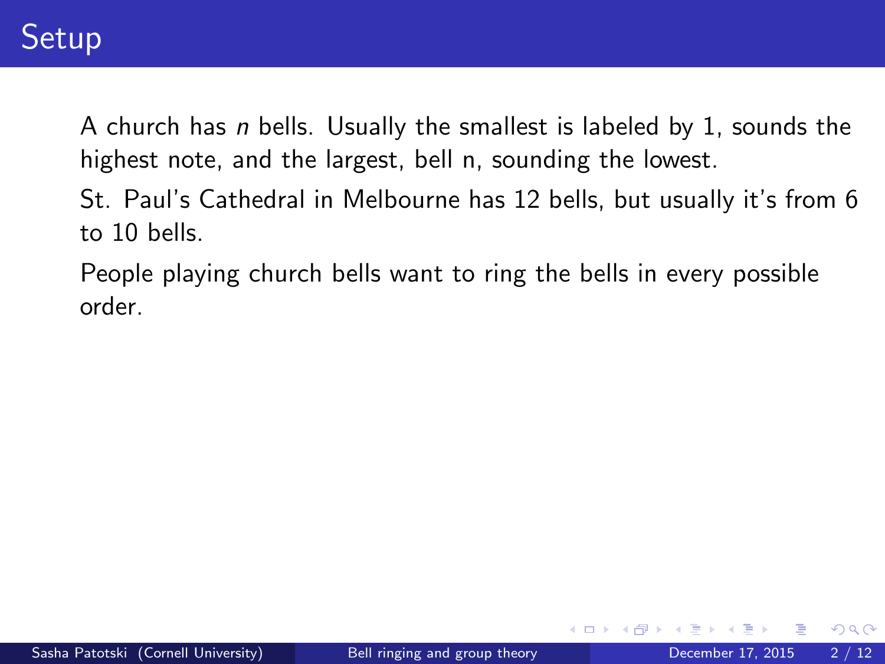# Setup

A church has $n$ bells. Usually the smallest is labeled by 1, sounds the highest note, and the largest, bell n, sounding the lowest.

St. Paul's Cathedral in Melbourne has 12 bells, but usually it's from 6 to 10 bells.

People playing church bells want to ring the bells in every possible order.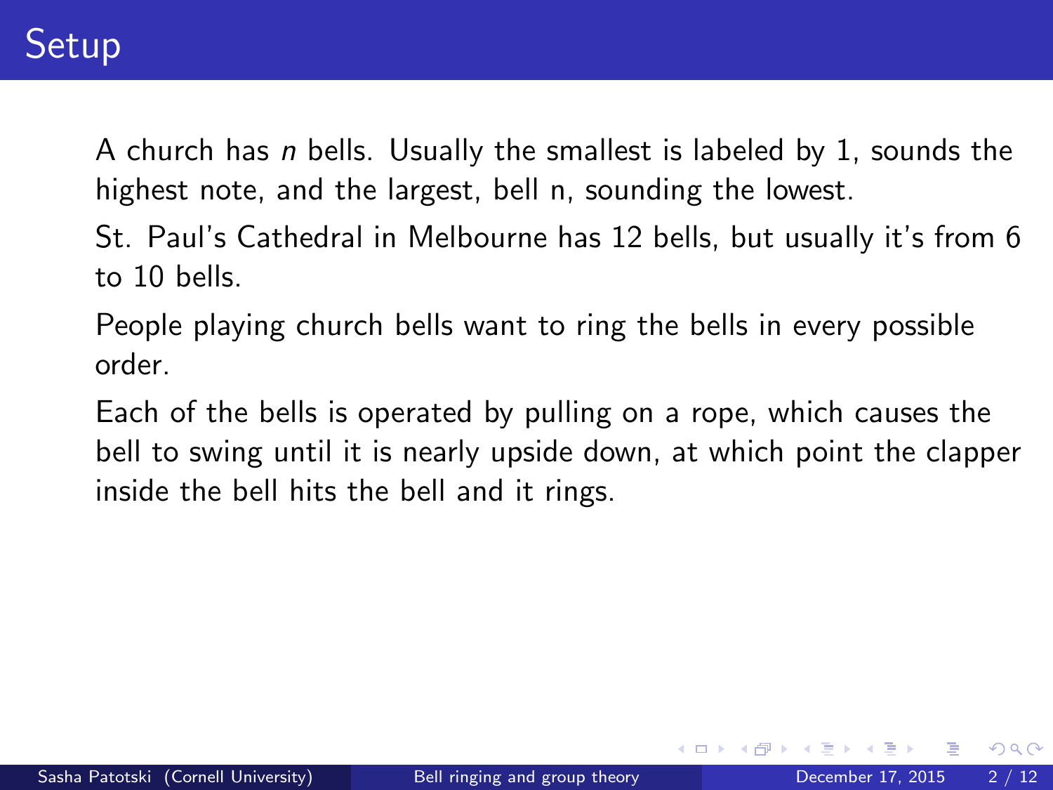# Setup

A church has $n$ bells. Usually the smallest is labeled by 1, sounds the highest note, and the largest, bell n, sounding the lowest.

St. Paul's Cathedral in Melbourne has 12 bells, but usually it's from 6 to 10 bells.

People playing church bells want to ring the bells in every possible order.

Each of the bells is operated by pulling on a rope, which causes the bell to swing until it is nearly upside down, at which point the clapper inside the bell hits the bell and it rings.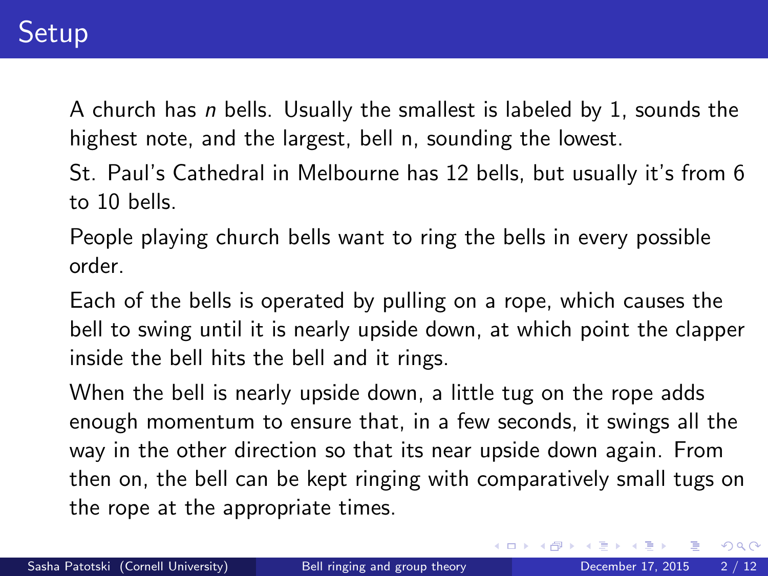# Setup

A church has $n$ bells. Usually the smallest is labeled by 1, sounds the highest note, and the largest, bell n, sounding the lowest.

St. Paul's Cathedral in Melbourne has 12 bells, but usually it's from 6 to 10 bells.

People playing church bells want to ring the bells in every possible order.

Each of the bells is operated by pulling on a rope, which causes the bell to swing until it is nearly upside down, at which point the clapper inside the bell hits the bell and it rings.

When the bell is nearly upside down, a little tug on the rope adds enough momentum to ensure that, in a few seconds, it swings all the way in the other direction so that its near upside down again. From then on, the bell can be kept ringing with comparatively small tugs on the rope at the appropriate times.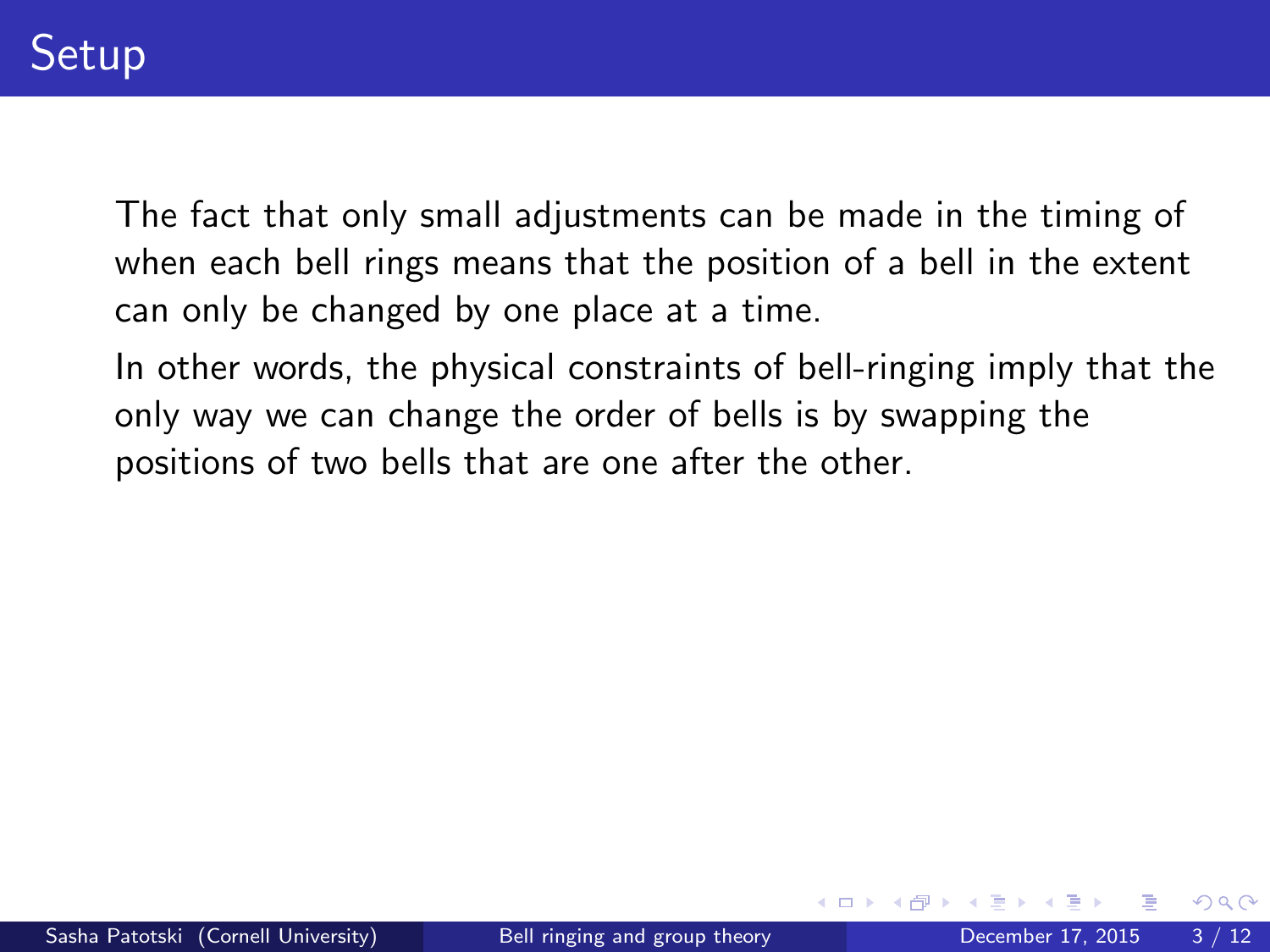# Setup

The fact that only small adjustments can be made in the timing of when each bell rings means that the position of a bell in the extent can only be changed by one place at a time.

In other words, the physical constraints of bell-ringing imply that the only way we can change the order of bells is by swapping the positions of two bells that are one after the other.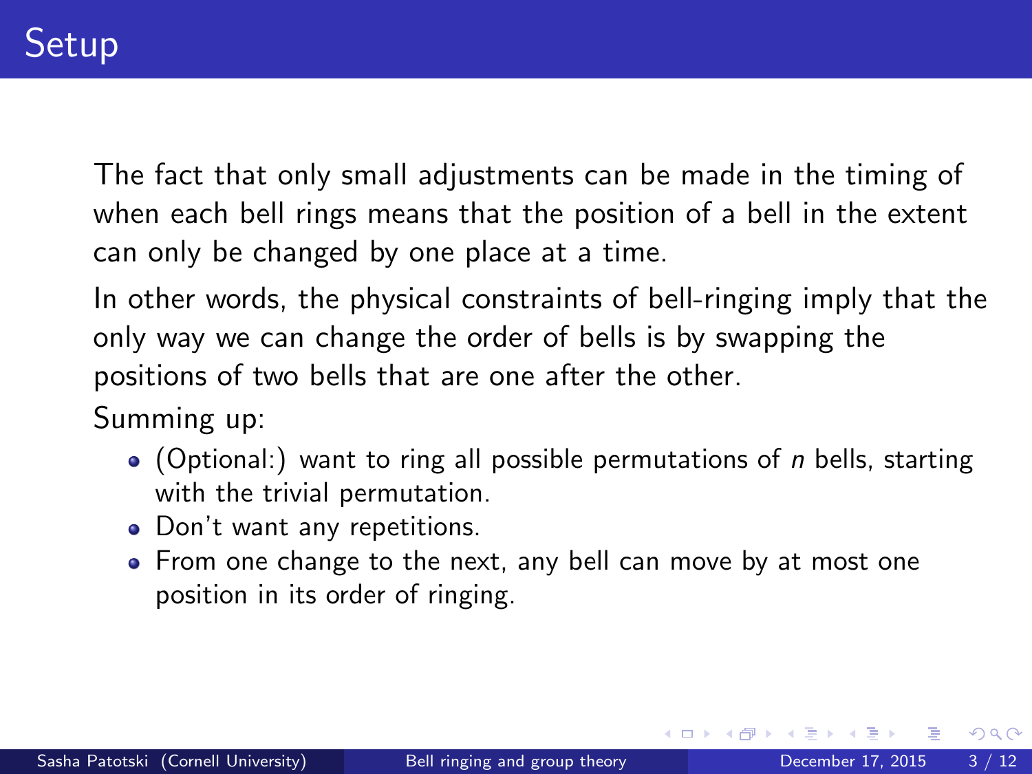# Setup

The fact that only small adjustments can be made in the timing of when each bell rings means that the position of a bell in the extent can only be changed by one place at a time.

In other words, the physical constraints of bell-ringing imply that the only way we can change the order of bells is by swapping the positions of two bells that are one after the other.

Summing up:

- (Optional:) want to ring all possible permutations of $n$ bells, starting with the trivial permutation.
- Don't want any repetitions.
- From one change to the next, any bell can move by at most one position in its order of ringing.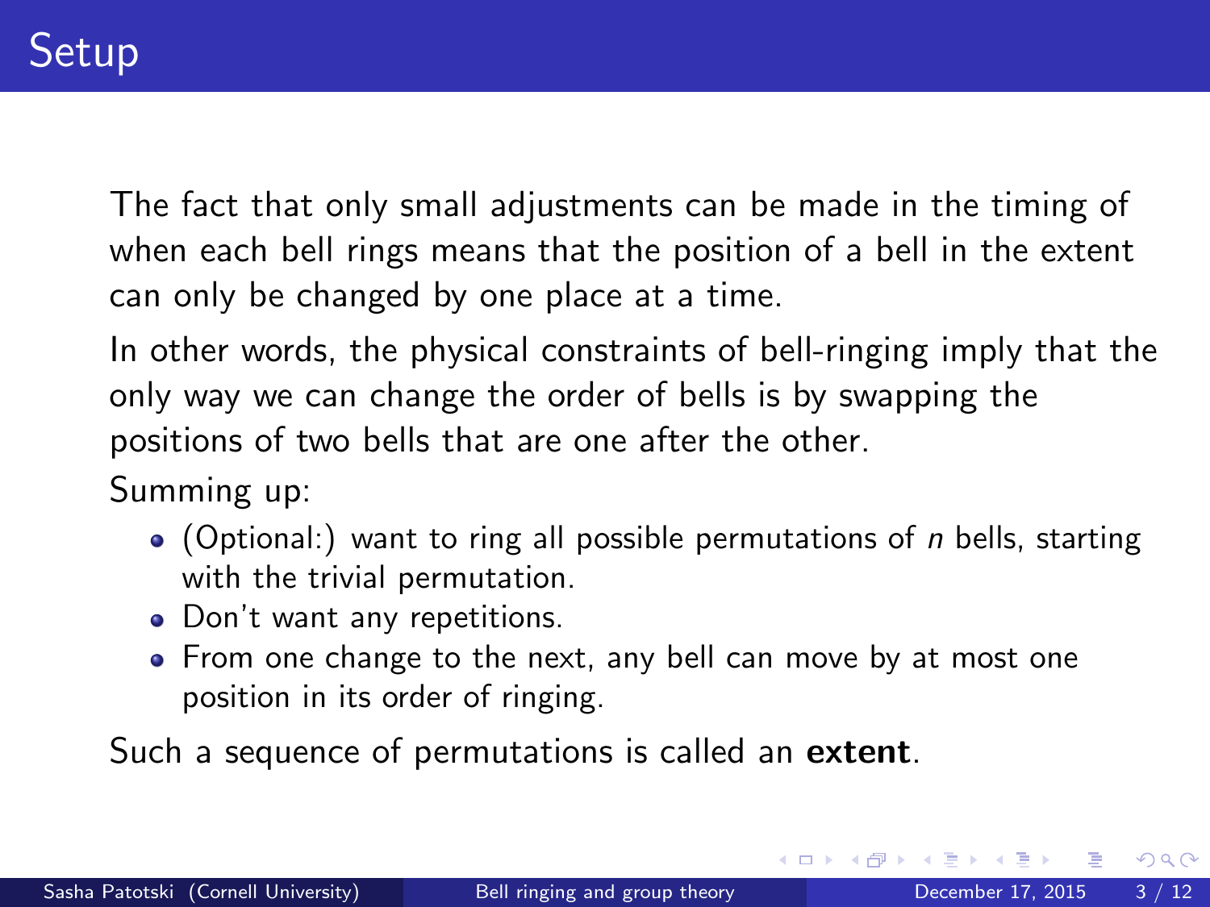# Setup

The fact that only small adjustments can be made in the timing of when each bell rings means that the position of a bell in the extent can only be changed by one place at a time.

In other words, the physical constraints of bell-ringing imply that the only way we can change the order of bells is by swapping the positions of two bells that are one after the other.

Summing up:

- (Optional:) want to ring all possible permutations of $n$ bells, starting with the trivial permutation.
- Don't want any repetitions.
- From one change to the next, any bell can move by at most one position in its order of ringing.

Such a sequence of permutations is called an **extent**.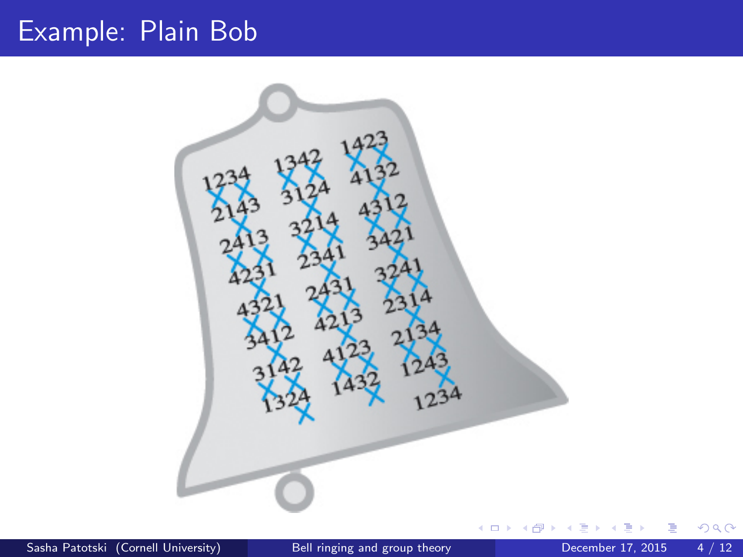# Example: Plain Bob

1234
2143
2413
4231
4321
3412
3142
1324

1342
3124
3214
2341
2431
4213
4123
1432

1423
4132
4312
3421
3241
2314
2134
1243
1234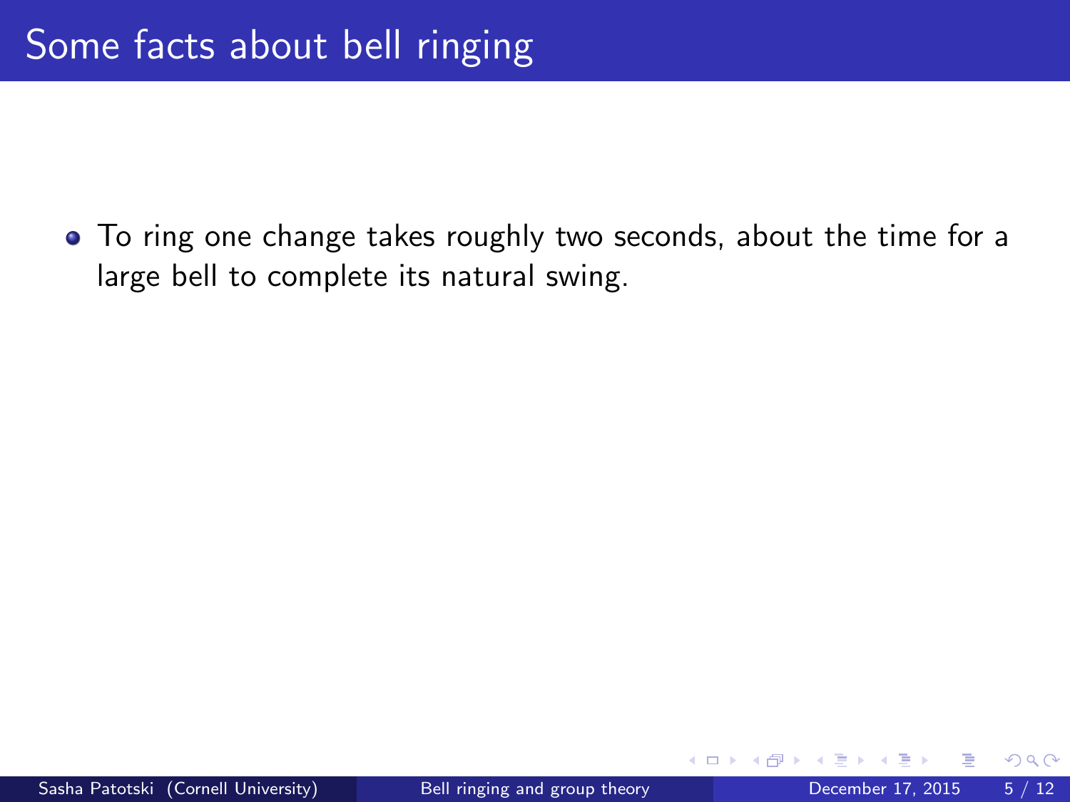# Some facts about bell ringing

- To ring one change takes roughly two seconds, about the time for a large bell to complete its natural swing.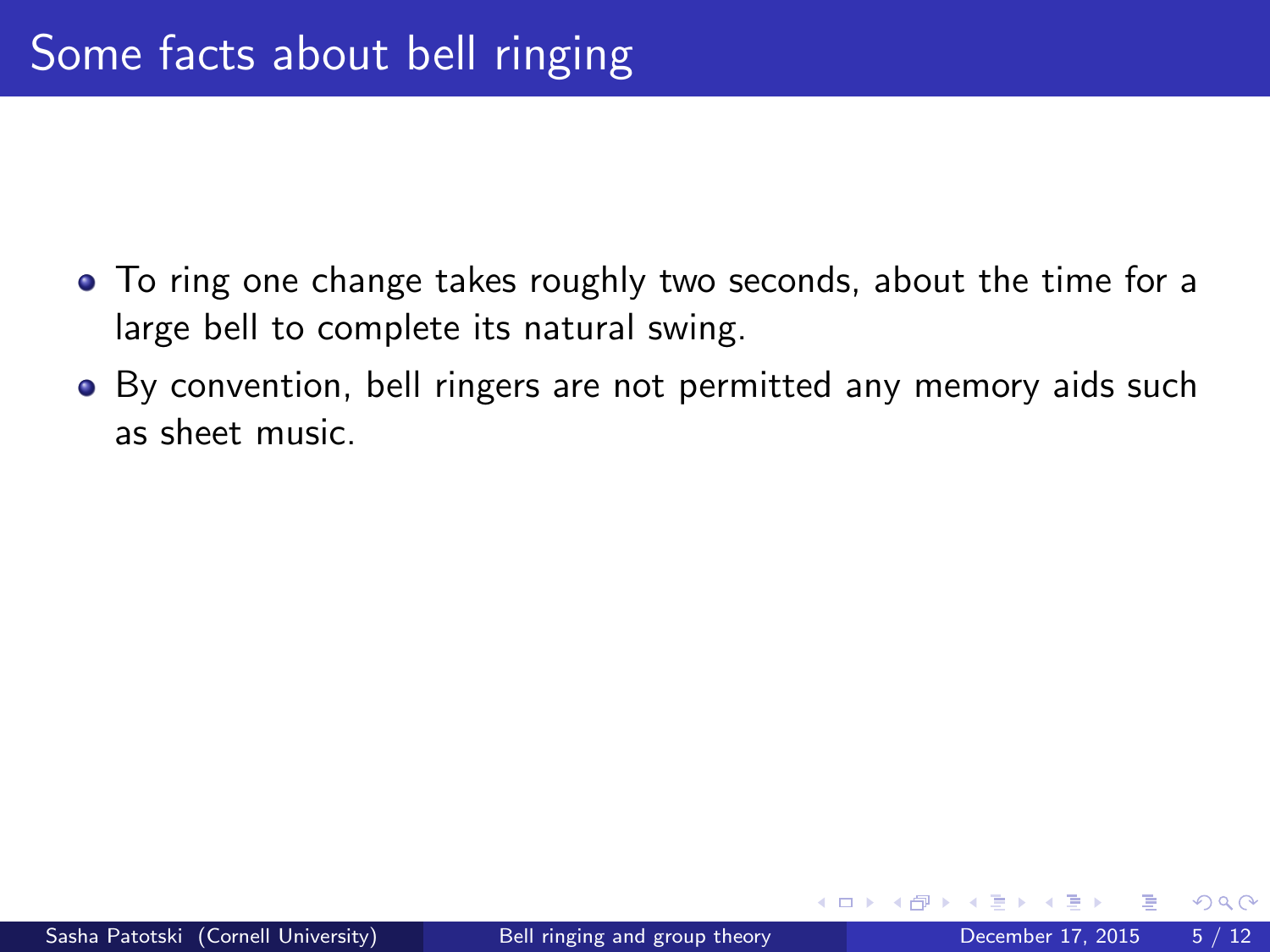# Some facts about bell ringing

- To ring one change takes roughly two seconds, about the time for a large bell to complete its natural swing.
- By convention, bell ringers are not permitted any memory aids such as sheet music.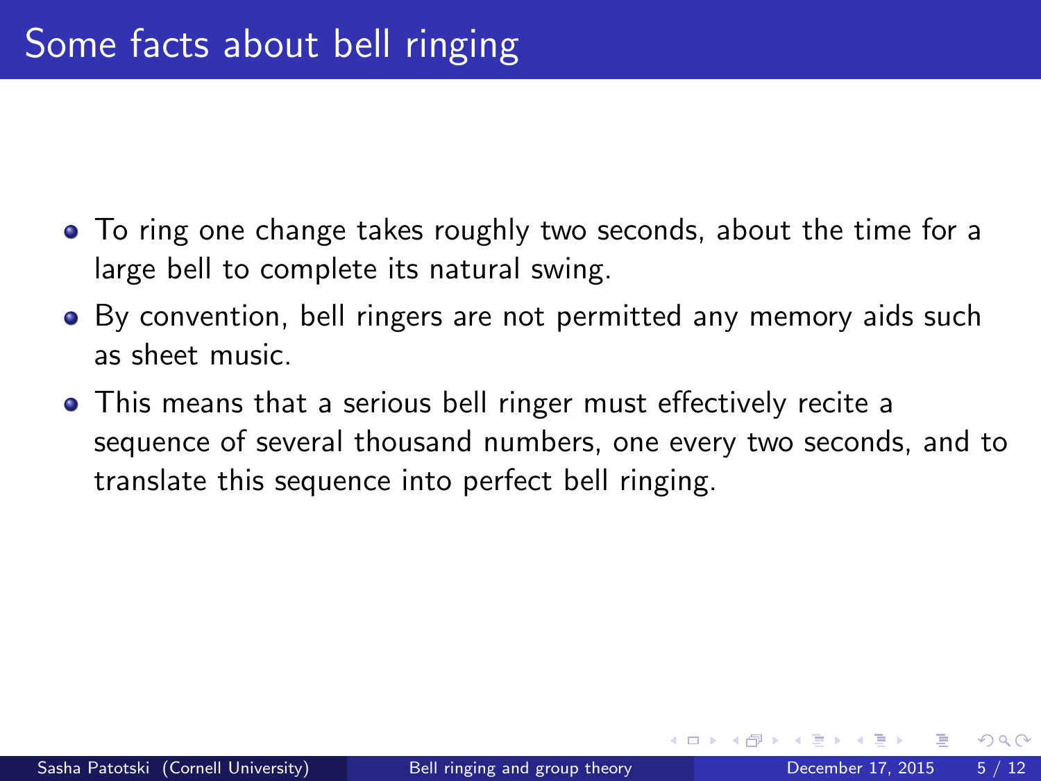# Some facts about bell ringing

- To ring one change takes roughly two seconds, about the time for a large bell to complete its natural swing.
- By convention, bell ringers are not permitted any memory aids such as sheet music.
- This means that a serious bell ringer must effectively recite a sequence of several thousand numbers, one every two seconds, and to translate this sequence into perfect bell ringing.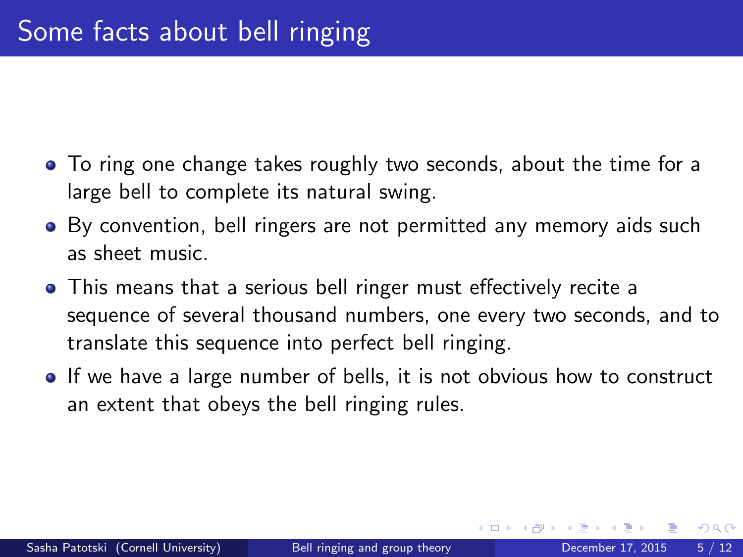# Some facts about bell ringing

- To ring one change takes roughly two seconds, about the time for a large bell to complete its natural swing.
- By convention, bell ringers are not permitted any memory aids such as sheet music.
- This means that a serious bell ringer must effectively recite a sequence of several thousand numbers, one every two seconds, and to translate this sequence into perfect bell ringing.
- If we have a large number of bells, it is not obvious how to construct an extent that obeys the bell ringing rules.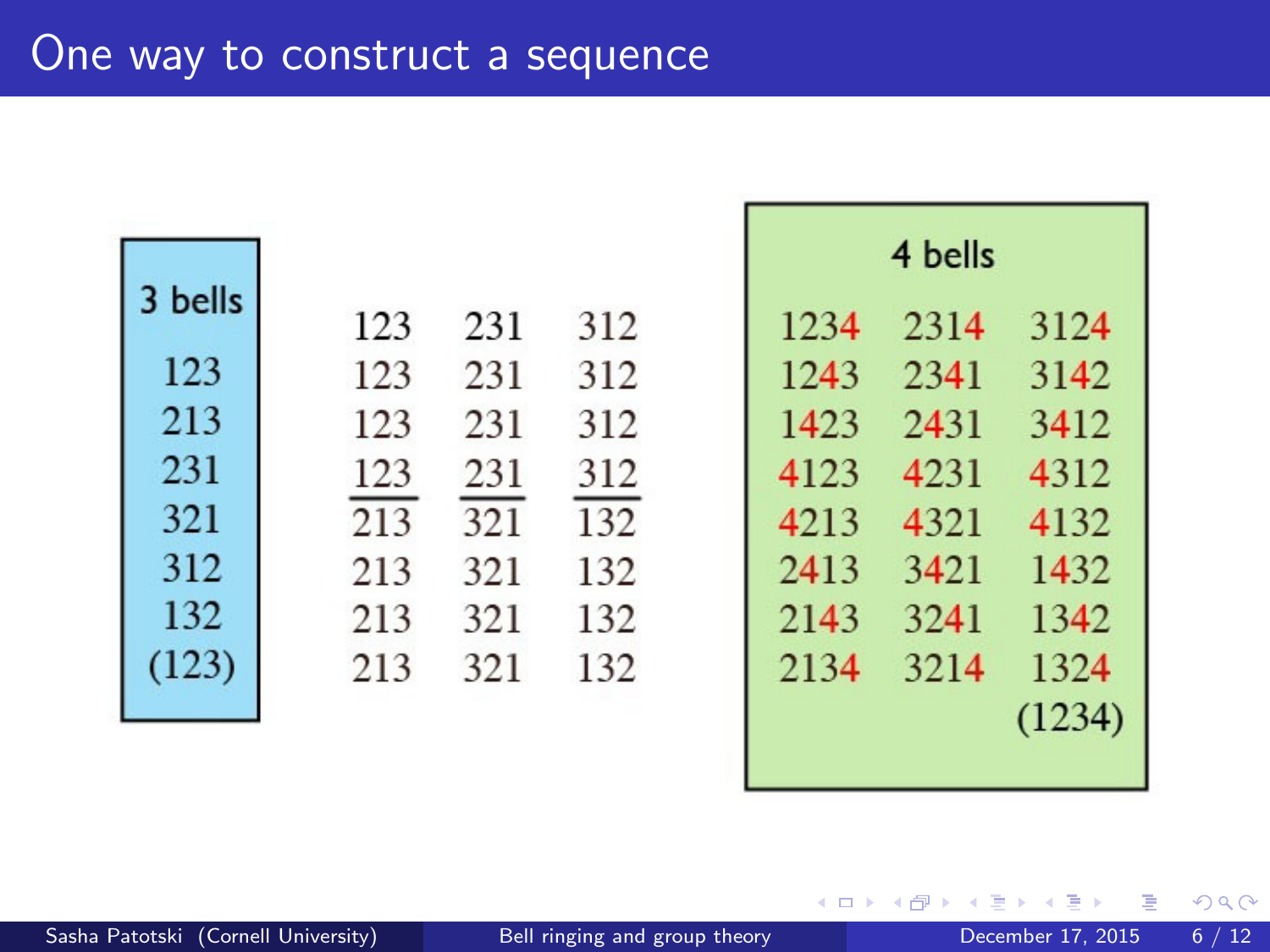# One way to construct a sequence

| 3 bells |
| --- |
| 123 |
| 213 |
| 231 |
| 321 |
| 312 |
| 132 |
| (123) |

| | | |
| --- | --- | --- |
| 123 | 231 | 312 |
| 123 | 231 | 312 |
| 123 | 231 | 312 |
| 123 | 231 | 312 |
| 213 | 321 | 132 |
| 213 | 321 | 132 |
| 213 | 321 | 132 |
| 213 | 321 | 132 |

**4 bells**

| | | |
| --- | --- | --- |
| 1234 | 2314 | 3124 |
| 1243 | 2341 | 3142 |
| 1423 | 2431 | 3412 |
| 4123 | 4231 | 4312 |
| 4213 | 4321 | 4132 |
| 2413 | 3421 | 1432 |
| 2143 | 3241 | 1342 |
| 2134 | 3214 | 1324 |
| | | (1234) |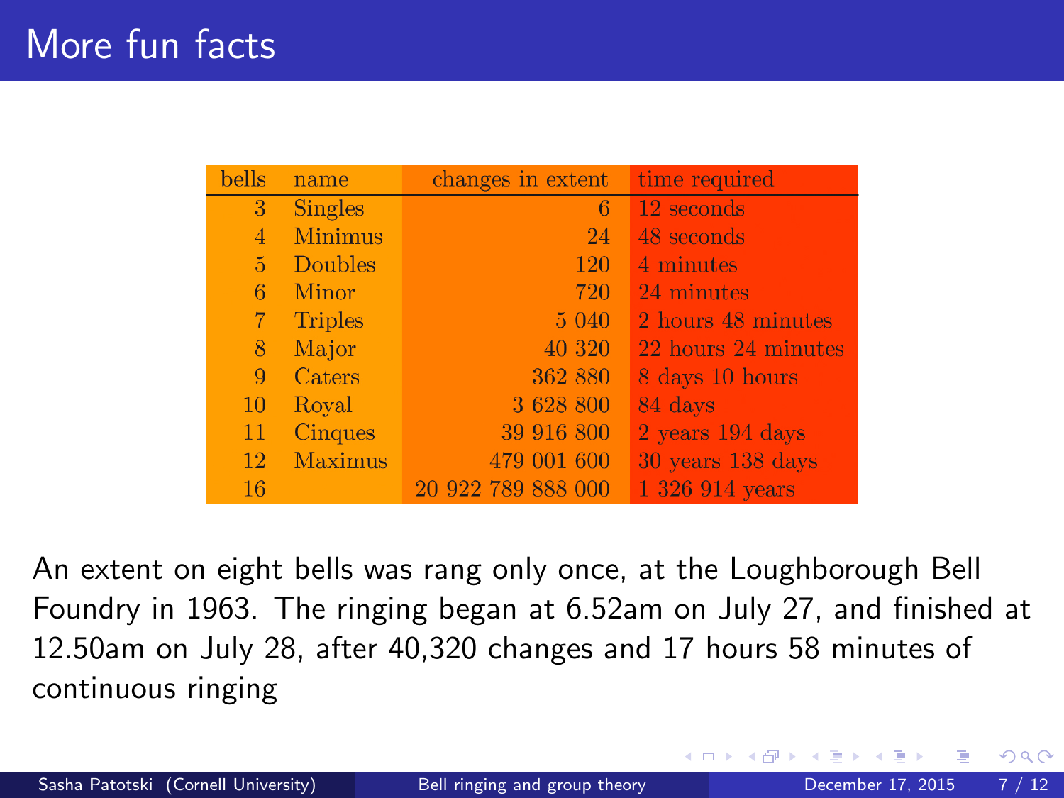# More fun facts

| bells | name | changes in extent | time required |
|---|---|---|---|
| 3 | Singles | 6 | 12 seconds |
| 4 | Minimus | 24 | 48 seconds |
| 5 | Doubles | 120 | 4 minutes |
| 6 | Minor | 720 | 24 minutes |
| 7 | Triples | 5 040 | 2 hours 48 minutes |
| 8 | Major | 40 320 | 22 hours 24 minutes |
| 9 | Caters | 362 880 | 8 days 10 hours |
| 10 | Royal | 3 628 800 | 84 days |
| 11 | Cinques | 39 916 800 | 2 years 194 days |
| 12 | Maximus | 479 001 600 | 30 years 138 days |
| 16 | | 20 922 789 888 000 | 1 326 914 years |

An extent on eight bells was rang only once, at the Loughborough Bell Foundry in 1963. The ringing began at 6.52am on July 27, and finished at 12.50am on July 28, after 40,320 changes and 17 hours 58 minutes of continuous ringing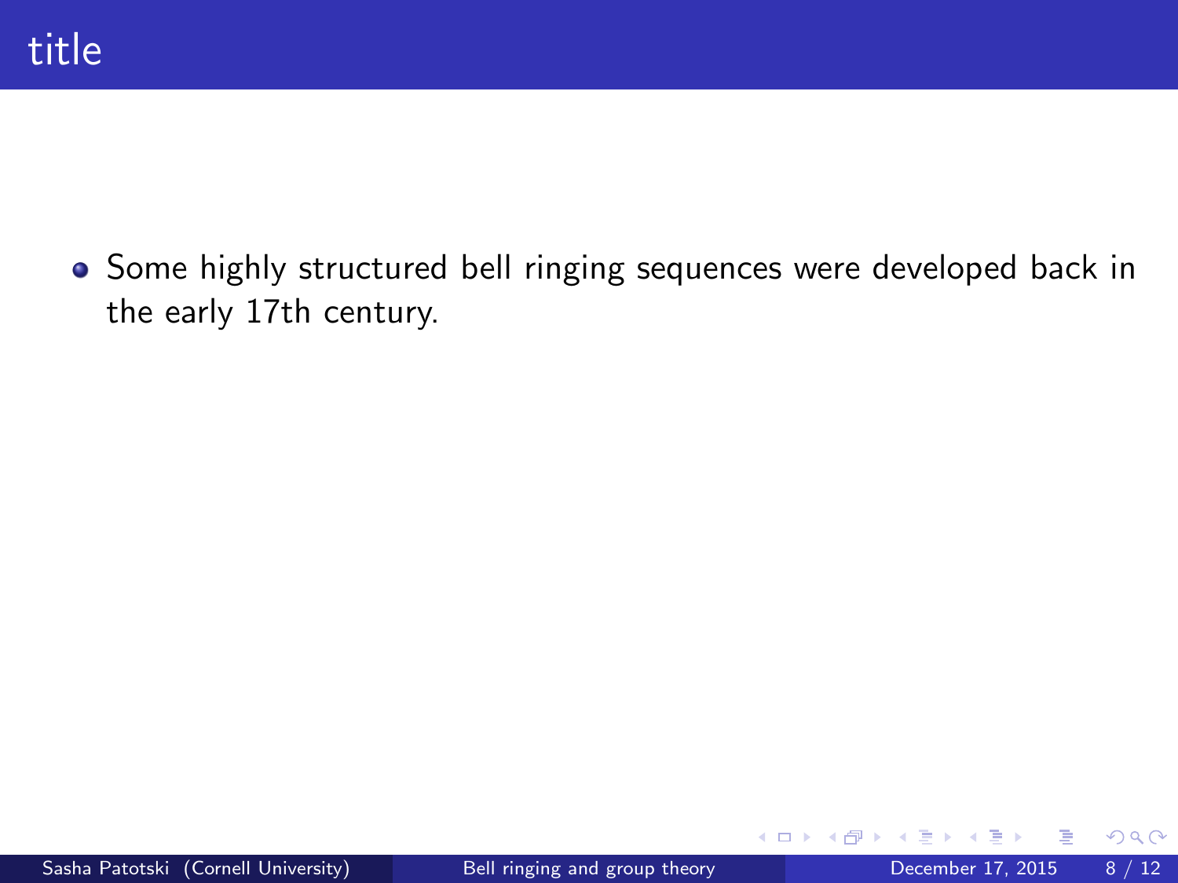# title

- Some highly structured bell ringing sequences were developed back in the early 17th century.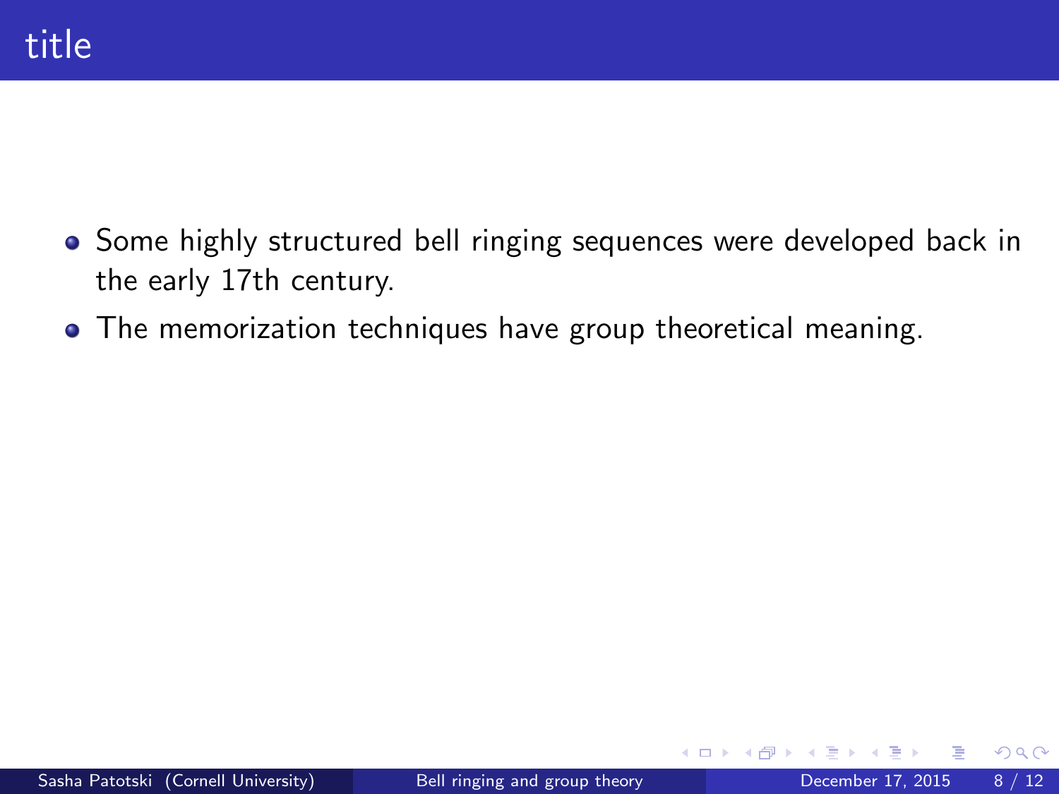# title

- Some highly structured bell ringing sequences were developed back in the early 17th century.
- The memorization techniques have group theoretical meaning.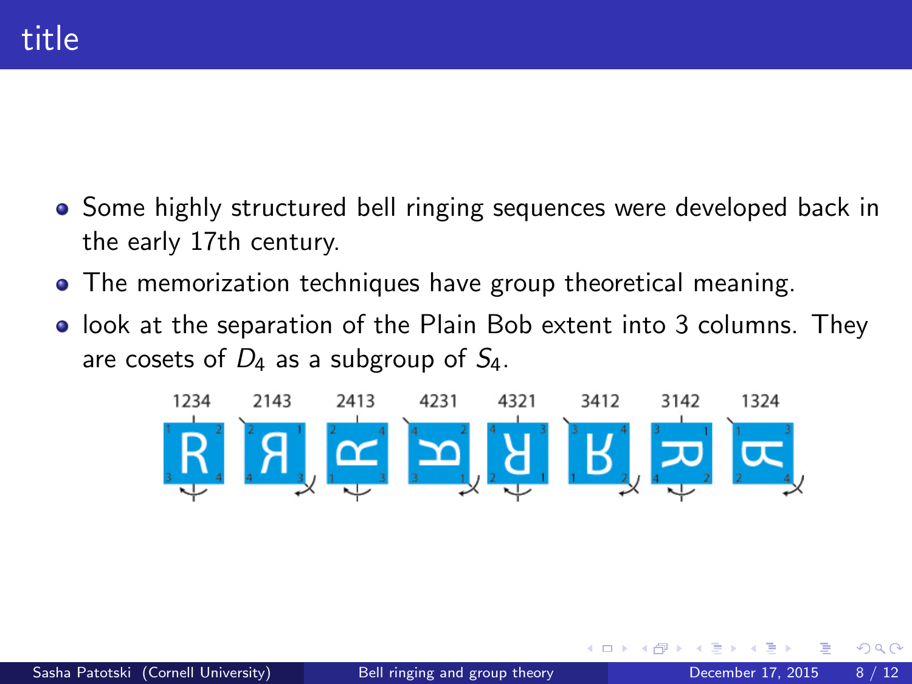# title

- Some highly structured bell ringing sequences were developed back in the early 17th century.
- The memorization techniques have group theoretical meaning.
- look at the separation of the Plain Bob extent into 3 columns. They are cosets of $D_4$ as a subgroup of $S_4$.

1234 2143 2413 4231 4321 3412 3142 1324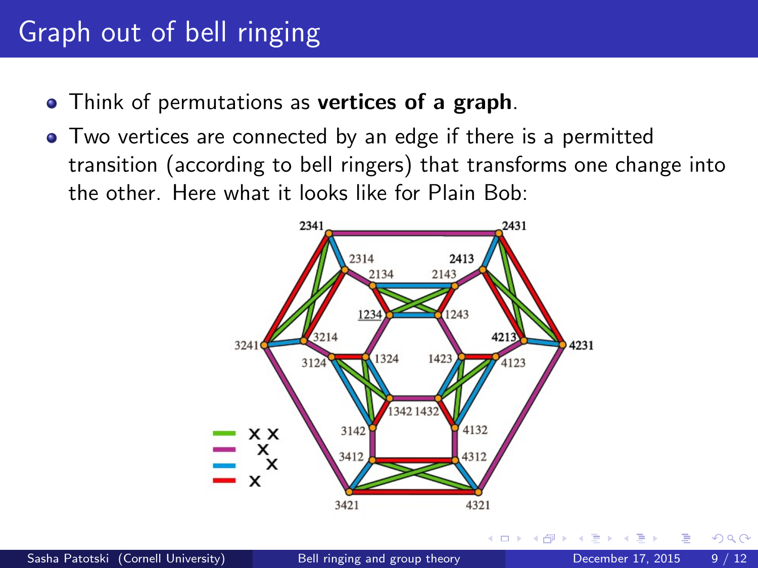# Graph out of bell ringing

- Think of permutations as **vertices of a graph**.
- Two vertices are connected by an edge if there is a permitted transition (according to bell ringers) that transforms one change into the other. Here what it looks like for Plain Bob: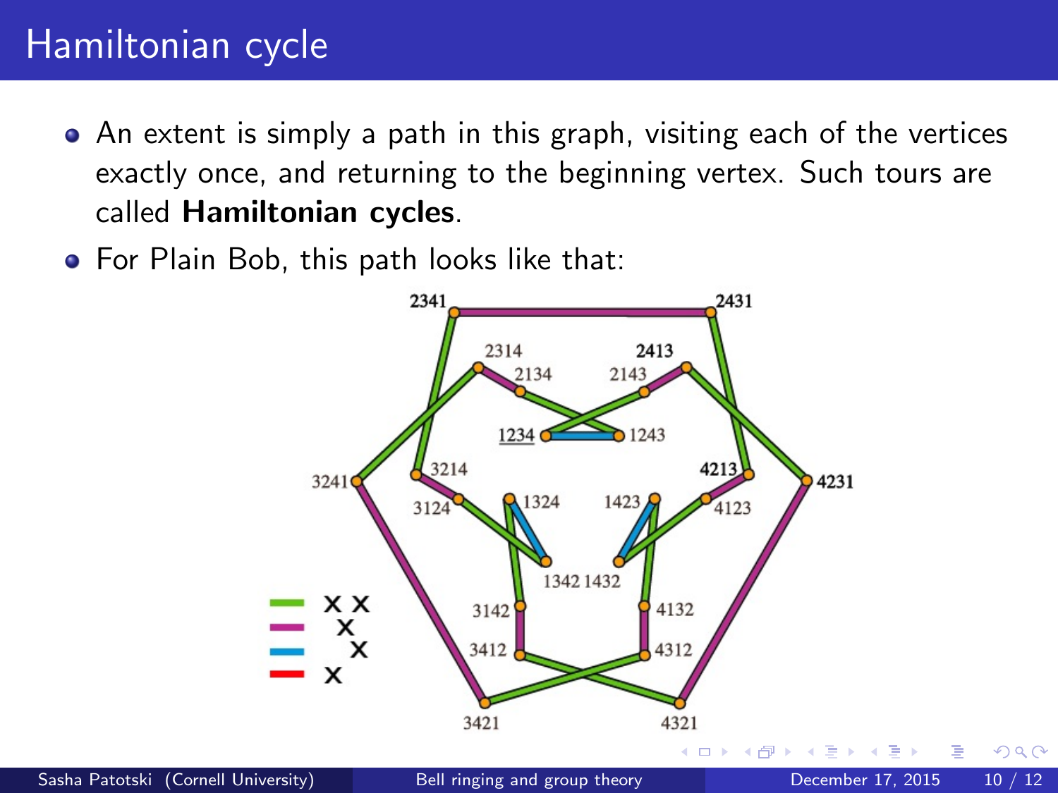# Hamiltonian cycle

- An extent is simply a path in this graph, visiting each of the vertices exactly once, and returning to the beginning vertex. Such tours are called **Hamiltonian cycles**.
- For Plain Bob, this path looks like that: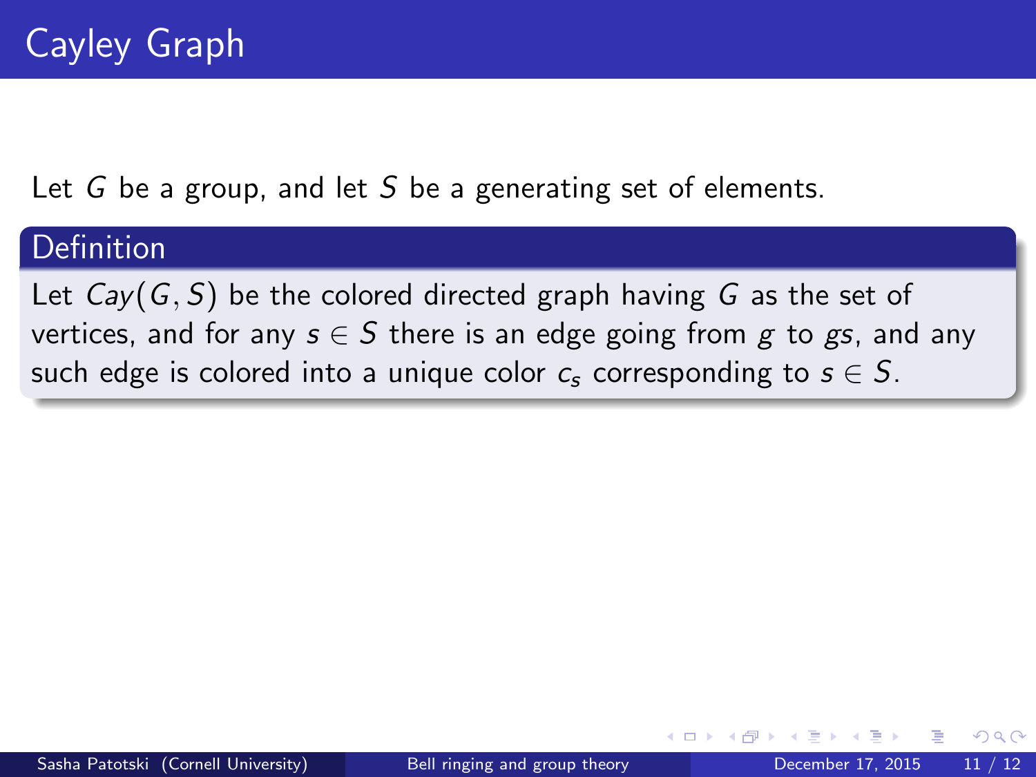# Cayley Graph

Let $G$ be a group, and let $S$ be a generating set of elements.

**Definition**

Let $Cay(G, S)$ be the colored directed graph having $G$ as the set of vertices, and for any $s \in S$ there is an edge going from $g$ to $gs$, and any such edge is colored into a unique color $c_s$ corresponding to $s \in S$.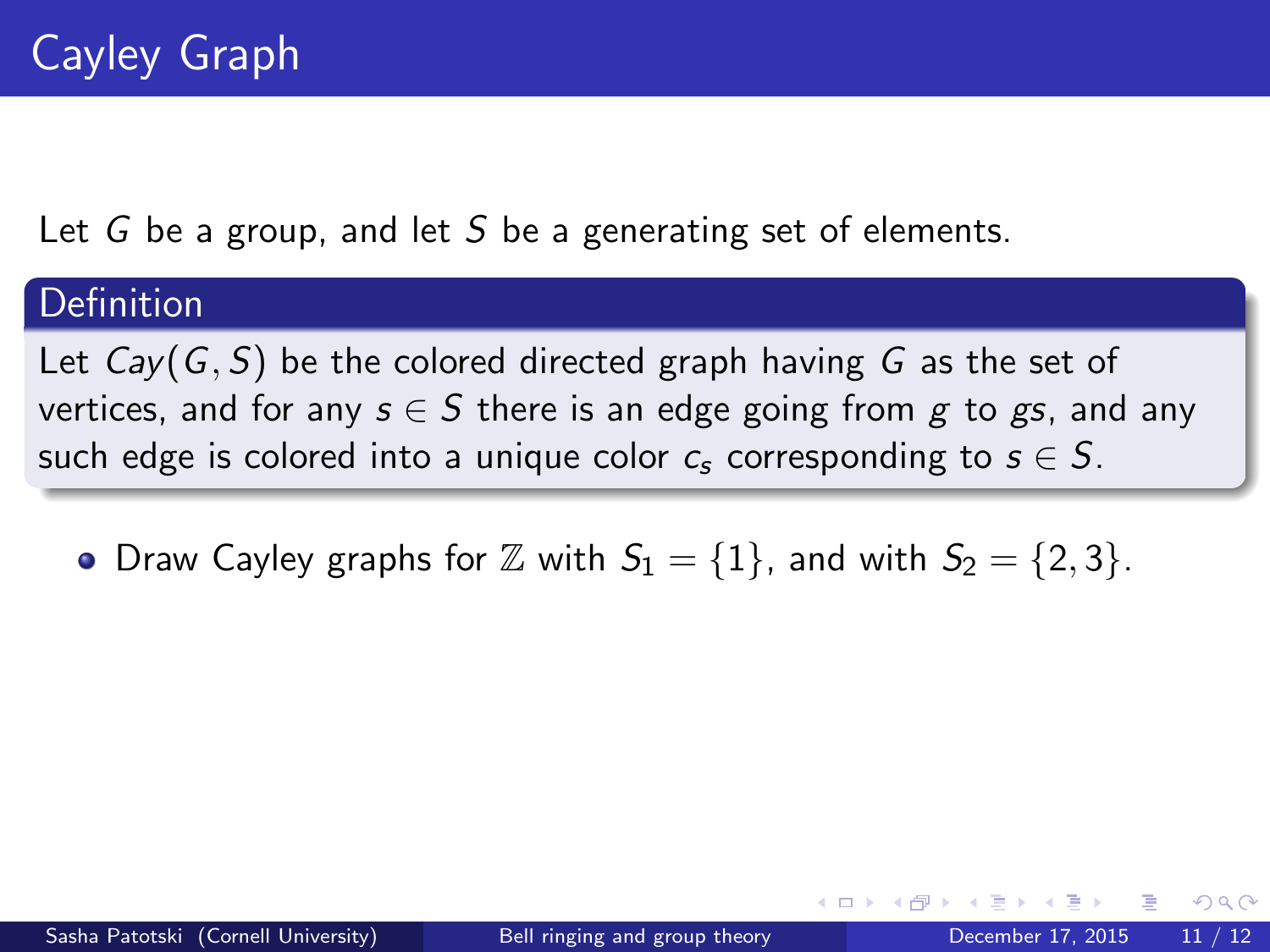# Cayley Graph

Let $G$ be a group, and let $S$ be a generating set of elements.

**Definition**

Let $Cay(G, S)$ be the colored directed graph having $G$ as the set of vertices, and for any $s \in S$ there is an edge going from $g$ to $gs$, and any such edge is colored into a unique color $c_s$ corresponding to $s \in S$.

- Draw Cayley graphs for $\mathbb{Z}$ with $S_1 = \{1\}$, and with $S_2 = \{2, 3\}$.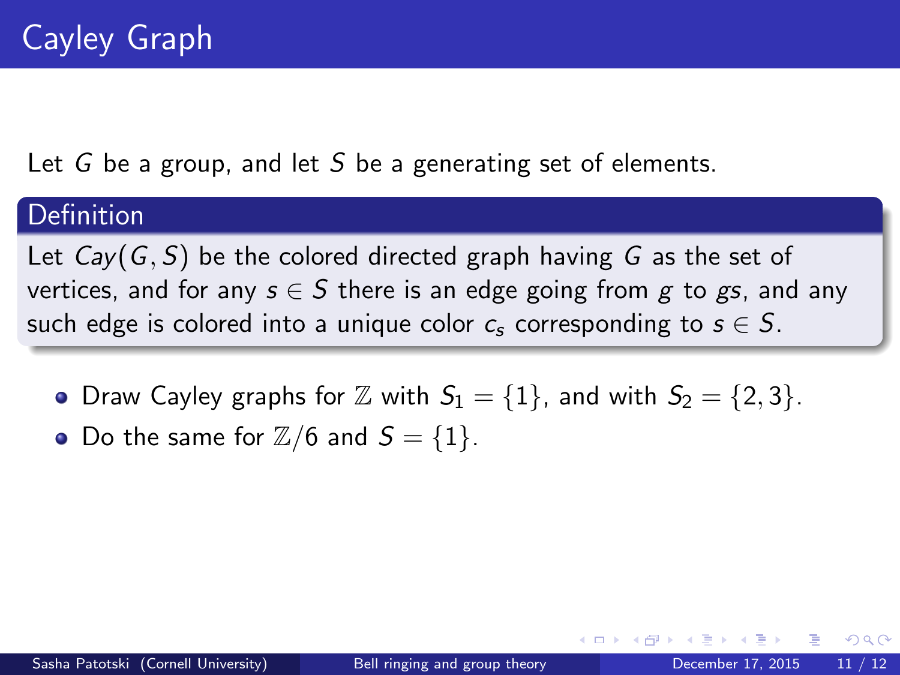# Cayley Graph

Let $G$ be a group, and let $S$ be a generating set of elements.

**Definition**

Let $Cay(G, S)$ be the colored directed graph having $G$ as the set of vertices, and for any $s \in S$ there is an edge going from $g$ to $gs$, and any such edge is colored into a unique color $c_s$ corresponding to $s \in S$.

- Draw Cayley graphs for $\mathbb{Z}$ with $S_1 = \{1\}$, and with $S_2 = \{2, 3\}$.
- Do the same for $\mathbb{Z}/6$ and $S = \{1\}$.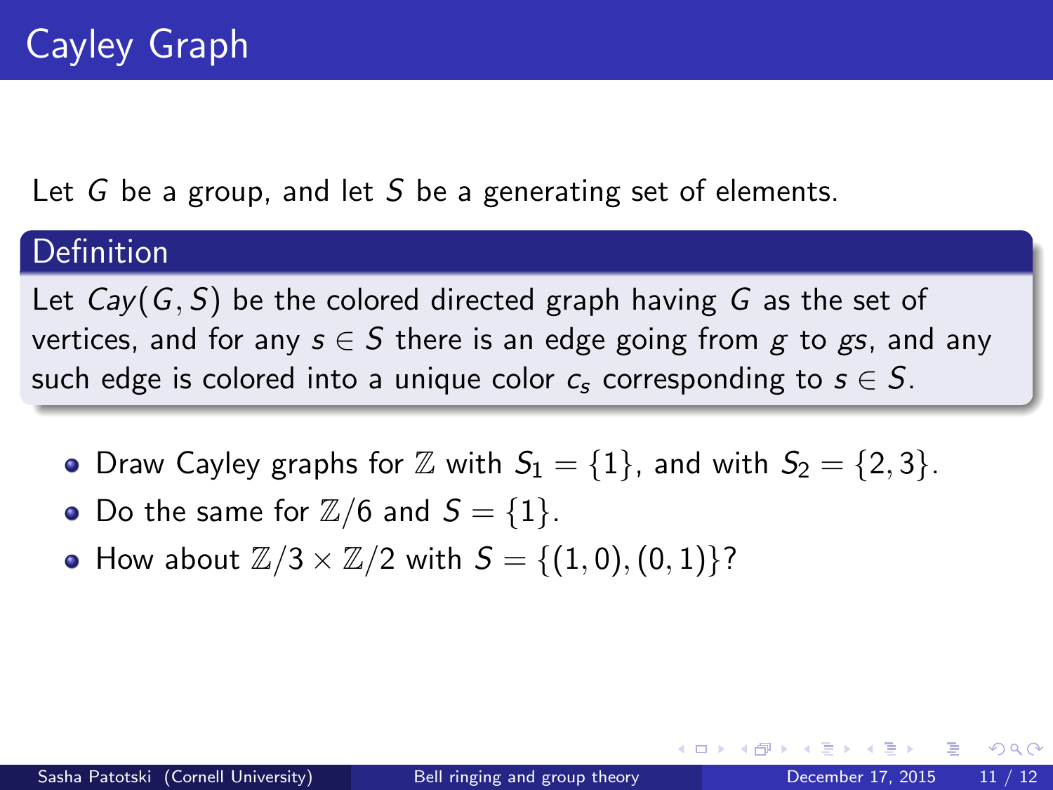# Cayley Graph

Let $G$ be a group, and let $S$ be a generating set of elements.

**Definition**

Let $Cay(G, S)$ be the colored directed graph having $G$ as the set of vertices, and for any $s \in S$ there is an edge going from $g$ to $gs$, and any such edge is colored into a unique color $c_s$ corresponding to $s \in S$.

- Draw Cayley graphs for $\mathbb{Z}$ with $S_1 = \{1\}$, and with $S_2 = \{2, 3\}$.
- Do the same for $\mathbb{Z}/6$ and $S = \{1\}$.
- How about $\mathbb{Z}/3 \times \mathbb{Z}/2$ with $S = \{(1, 0), (0, 1)\}$?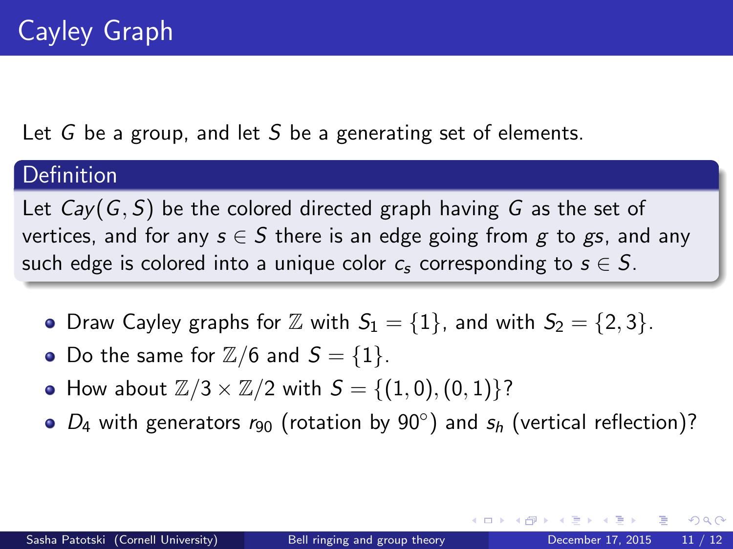# Cayley Graph

Let $G$ be a group, and let $S$ be a generating set of elements.

**Definition**

Let $Cay(G, S)$ be the colored directed graph having $G$ as the set of vertices, and for any $s \in S$ there is an edge going from $g$ to $gs$, and any such edge is colored into a unique color $c_s$ corresponding to $s \in S$.

- Draw Cayley graphs for $\mathbb{Z}$ with $S_1 = \{1\}$, and with $S_2 = \{2, 3\}$.
- Do the same for $\mathbb{Z}/6$ and $S = \{1\}$.
- How about $\mathbb{Z}/3 \times \mathbb{Z}/2$ with $S = \{(1, 0), (0, 1)\}$?
- $D_4$ with generators $r_{90}$ (rotation by $90^\circ$) and $s_h$ (vertical reflection)?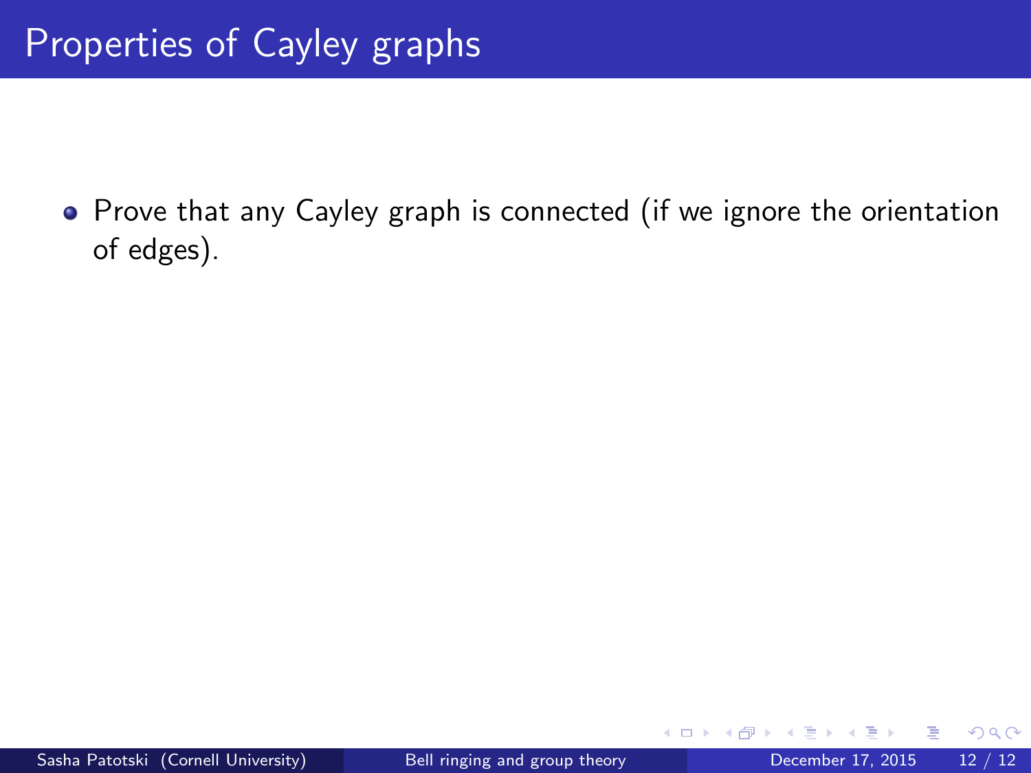# Properties of Cayley graphs

- Prove that any Cayley graph is connected (if we ignore the orientation of edges).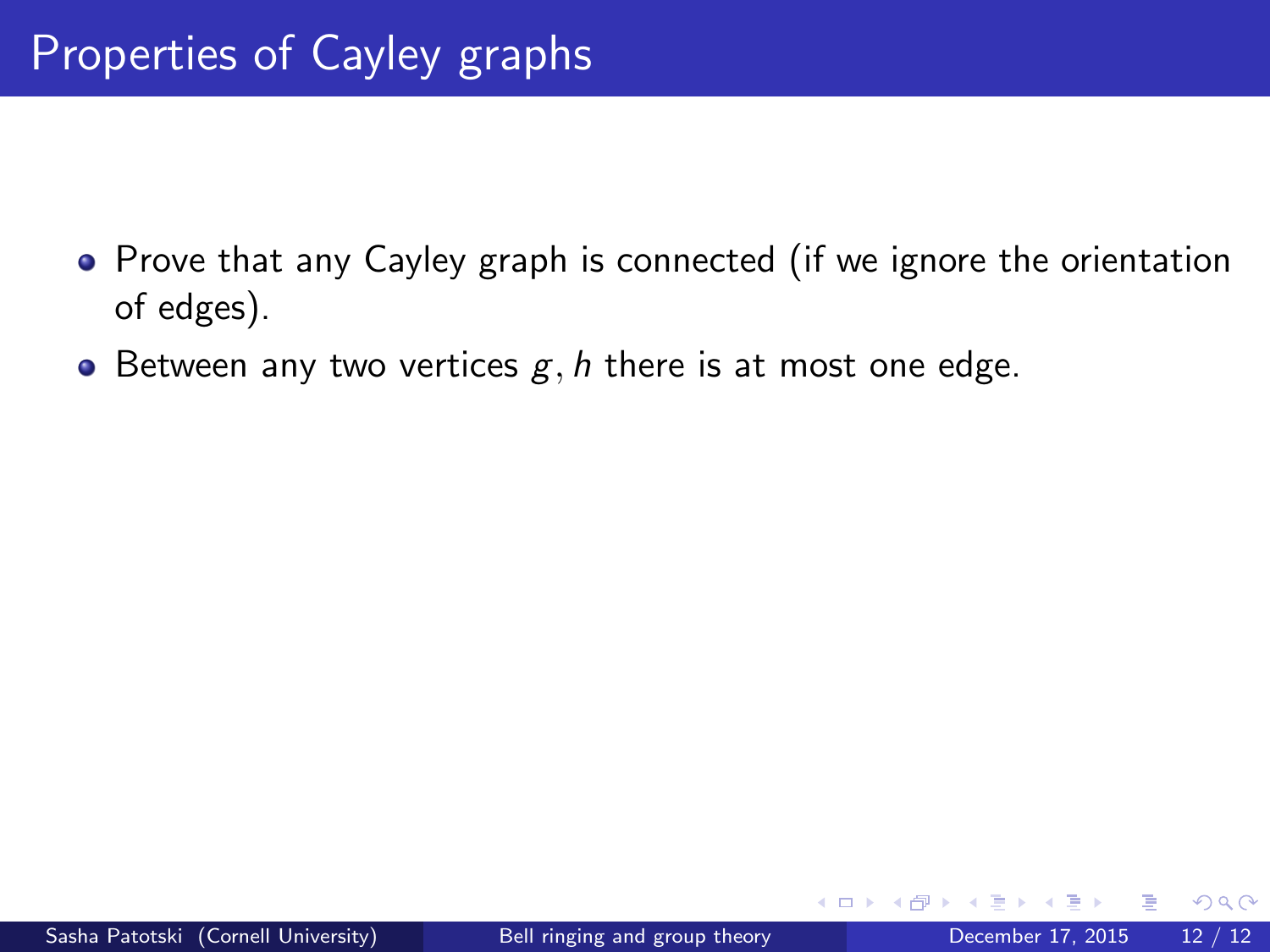# Properties of Cayley graphs

- Prove that any Cayley graph is connected (if we ignore the orientation of edges).
- Between any two vertices $g, h$ there is at most one edge.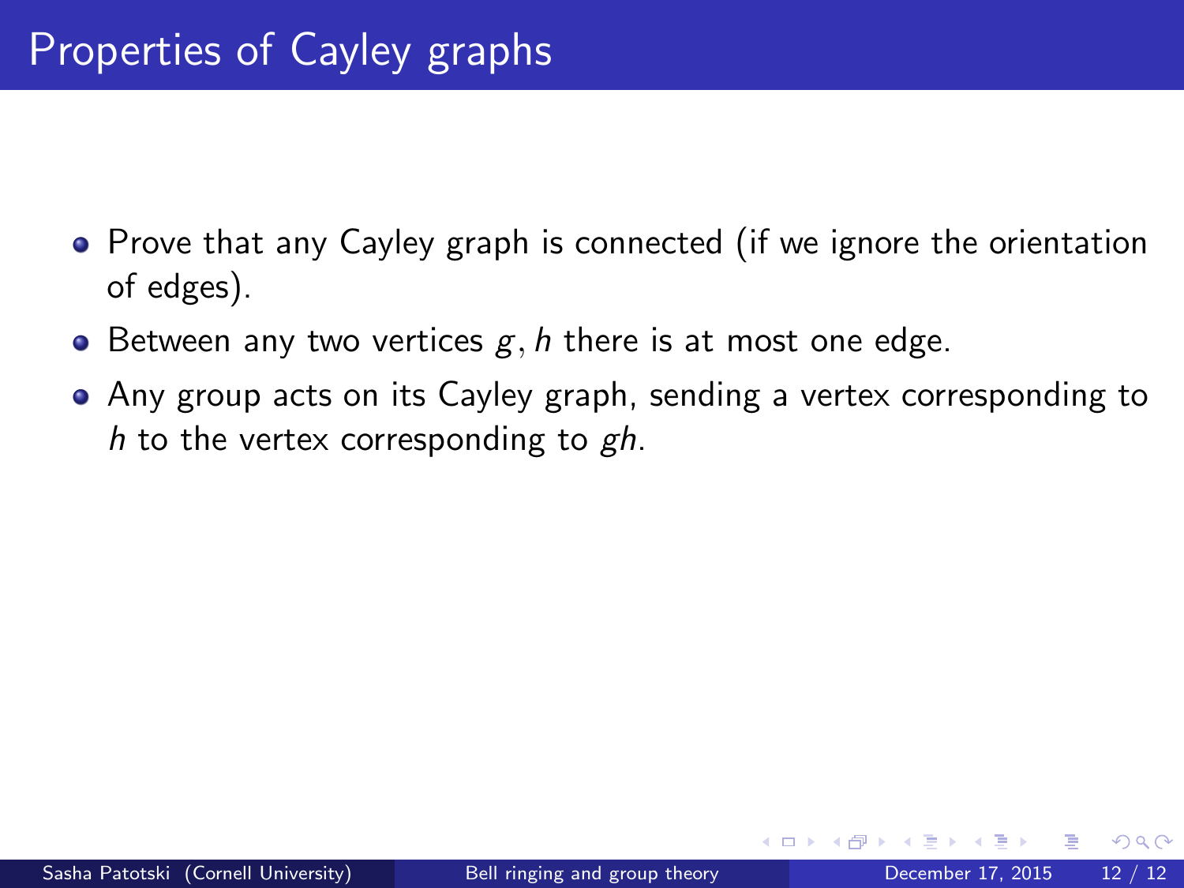# Properties of Cayley graphs

- Prove that any Cayley graph is connected (if we ignore the orientation of edges).
- Between any two vertices $g, h$ there is at most one edge.
- Any group acts on its Cayley graph, sending a vertex corresponding to $h$ to the vertex corresponding to $gh$.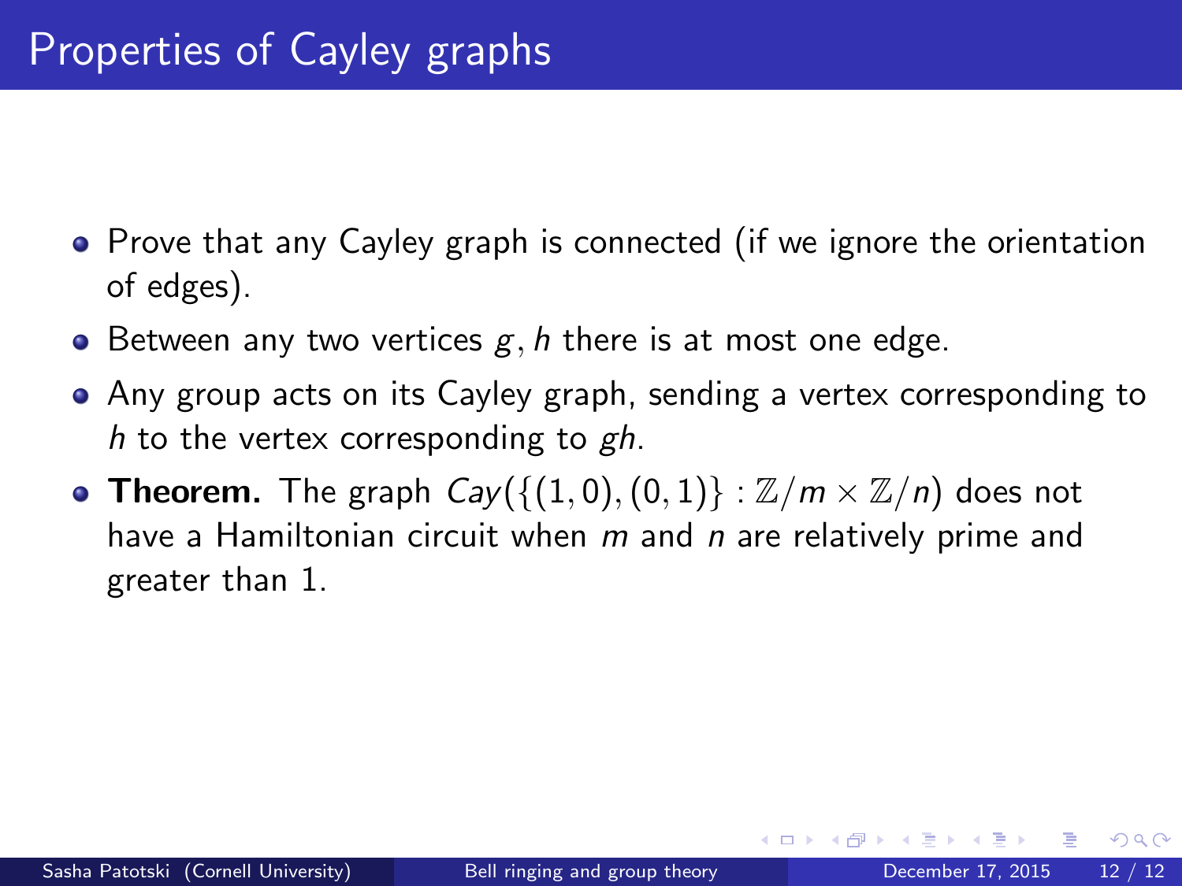# Properties of Cayley graphs

- Prove that any Cayley graph is connected (if we ignore the orientation of edges).
- Between any two vertices $g, h$ there is at most one edge.
- Any group acts on its Cayley graph, sending a vertex corresponding to $h$ to the vertex corresponding to $gh$.
- **Theorem.** The graph $Cay(\{(1,0),(0,1)\} : \mathbb{Z}/m \times \mathbb{Z}/n)$ does not have a Hamiltonian circuit when $m$ and $n$ are relatively prime and greater than 1.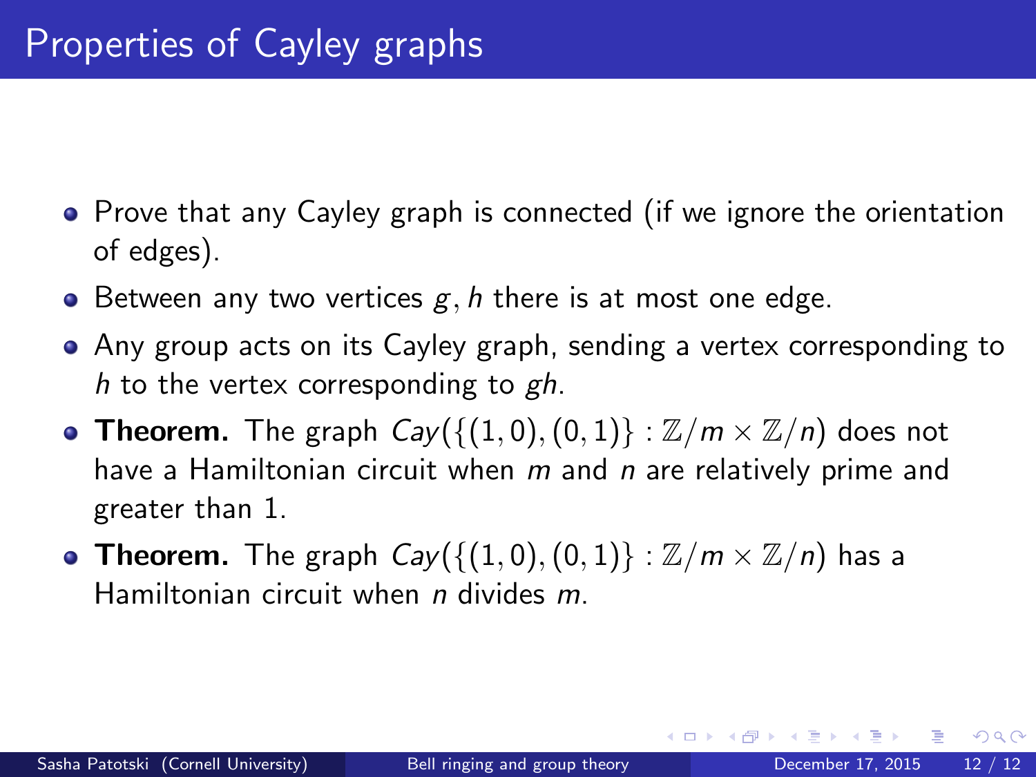# Properties of Cayley graphs

- Prove that any Cayley graph is connected (if we ignore the orientation of edges).
- Between any two vertices $g, h$ there is at most one edge.
- Any group acts on its Cayley graph, sending a vertex corresponding to $h$ to the vertex corresponding to $gh$.
- **Theorem.** The graph $Cay(\{(1,0),(0,1)\} : \mathbb{Z}/m \times \mathbb{Z}/n)$ does not have a Hamiltonian circuit when $m$ and $n$ are relatively prime and greater than 1.
- **Theorem.** The graph $Cay(\{(1,0),(0,1)\} : \mathbb{Z}/m \times \mathbb{Z}/n)$ has a Hamiltonian circuit when $n$ divides $m$.